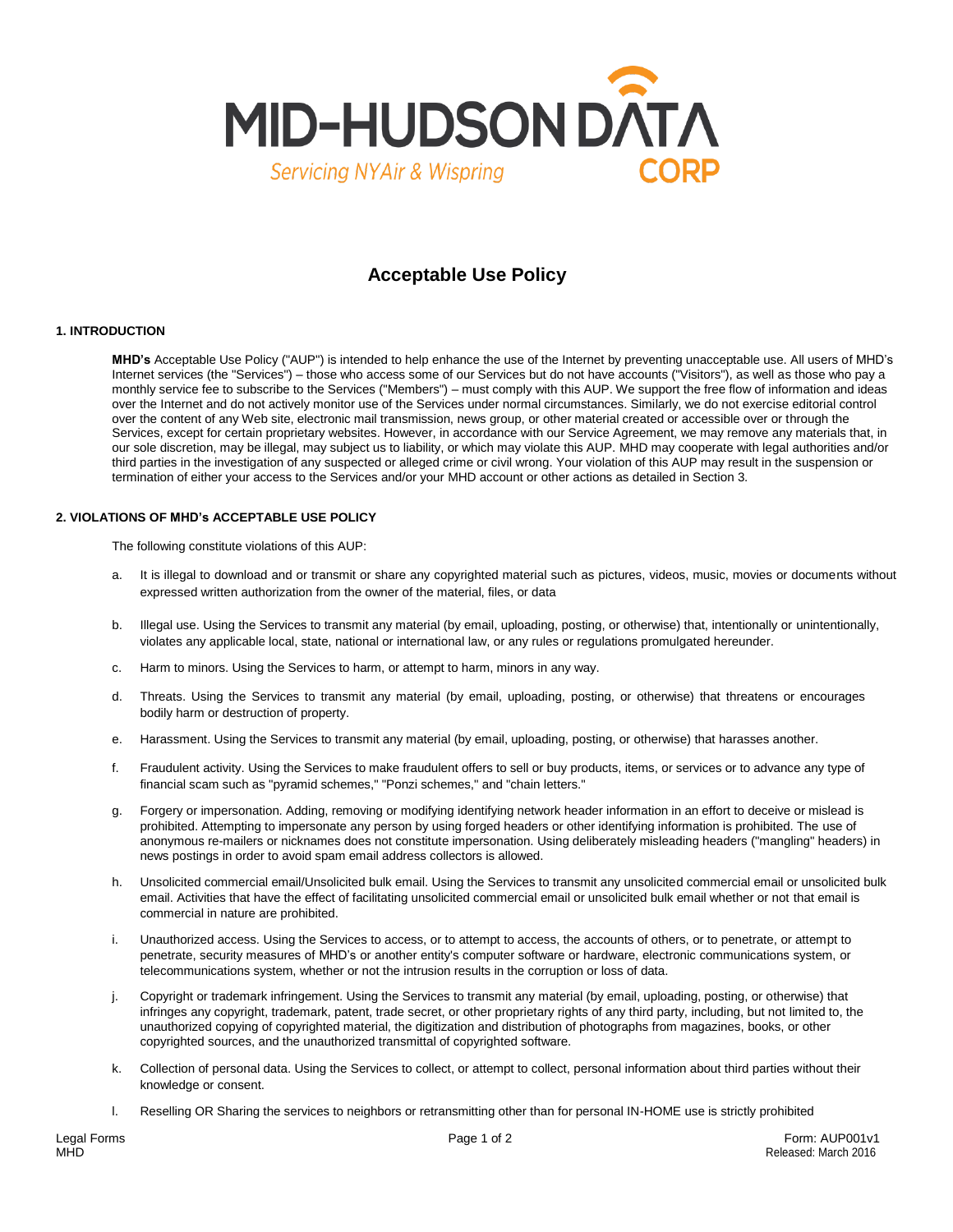# MID-HUDSON DATA CORP

*Servicing NYAir & Wispring*

## Acceptable Use Policy

### 1. INTRODUCTION

**MHD's** Acceptable Use Policy ("AUP") is intended to help enhance the use of the Internet by preventing unacceptable use. All users of MHD's Internet services (the "Services") – those who access some of our Services but do not have accounts ("Visitors"), as well as those who pay a monthly service fee to subscribe to the Services ("Members") – must comply with this AUP. We support the free flow of information and ideas over the Internet and do not actively monitor use of the Services under normal circumstances. Similarly, we do not exercise editorial control over the content of any Web site, electronic mail transmission, news group, or other material created or accessible over or through the Services, except for certain proprietary websites. However, in accordance with our Service Agreement, we may remove any materials that, in our sole discretion, may be illegal, may subject us to liability, or which may violate this AUP. MHD may cooperate with legal authorities and/or third parties in the investigation of any suspected or alleged crime or civil wrong. Your violation of this AUP may result in the suspension or termination of either your access to the Services and/or your MHD account or other actions as detailed in Section 3.

### 2. VIOLATIONS OF MHD's ACCEPTABLE USE POLICY

The following constitute violations of this AUP:

a. It is illegal to download and or transmit or share any copyrighted material such as pictures, videos, music, movies or documents without expressed written authorization from the owner of the material, files, or data

b. Illegal use. Using the Services to transmit any material (by email, uploading, posting, or otherwise) that, intentionally or unintentionally, violates any applicable local, state, national or international law, or any rules or regulations promulgated hereunder.

c. Harm to minors. Using the Services to harm, or attempt to harm, minors in any way.

d. Threats. Using the Services to transmit any material (by email, uploading, posting, or otherwise) that threatens or encourages bodily harm or destruction of property.

e. Harassment. Using the Services to transmit any material (by email, uploading, posting, or otherwise) that harasses another.

f. Fraudulent activity. Using the Services to make fraudulent offers to sell or buy products, items, or services or to advance any type of financial scam such as "pyramid schemes," "Ponzi schemes," and "chain letters."

g. Forgery or impersonation. Adding, removing or modifying identifying network header information in an effort to deceive or mislead is prohibited. Attempting to impersonate any person by using forged headers or other identifying information is prohibited. The use of anonymous re-mailers or nicknames does not constitute impersonation. Using deliberately misleading headers ("mangling" headers) in news postings in order to avoid spam email address collectors is allowed.

h. Unsolicited commercial email/Unsolicited bulk email. Using the Services to transmit any unsolicited commercial email or unsolicited bulk email. Activities that have the effect of facilitating unsolicited commercial email or unsolicited bulk email whether or not that email is commercial in nature are prohibited.

i. Unauthorized access. Using the Services to access, or to attempt to access, the accounts of others, or to penetrate, or attempt to penetrate, security measures of MHD's or another entity's computer software or hardware, electronic communications system, or telecommunications system, whether or not the intrusion results in the corruption or loss of data.

j. Copyright or trademark infringement. Using the Services to transmit any material (by email, uploading, posting, or otherwise) that infringes any copyright, trademark, patent, trade secret, or other proprietary rights of any third party, including, but not limited to, the unauthorized copying of copyrighted material, the digitization and distribution of photographs from magazines, books, or other copyrighted sources, and the unauthorized transmittal of copyrighted software.

k. Collection of personal data. Using the Services to collect, or attempt to collect, personal information about third parties without their knowledge or consent.

l. Reselling OR Sharing the services to neighbors or retransmitting other than for personal IN-HOME use is strictly prohibited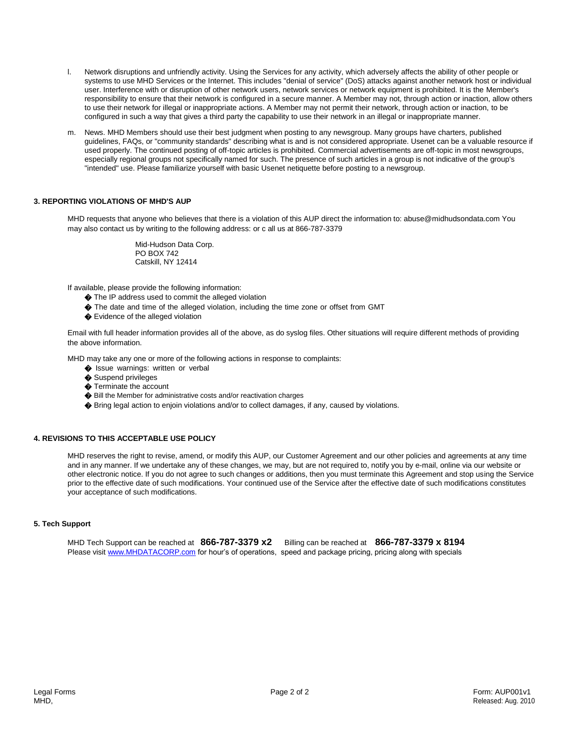l. Network disruptions and unfriendly activity. Using the Services for any activity, which adversely affects the ability of other people or systems to use MHD Services or the Internet. This includes "denial of service" (DoS) attacks against another network host or individual user. Interference with or disruption of other network users, network services or network equipment is prohibited. It is the Member's responsibility to ensure that their network is configured in a secure manner. A Member may not, through action or inaction, allow others to use their network for illegal or inappropriate actions. A Member may not permit their network, through action or inaction, to be configured in such a way that gives a third party the capability to use their network in an illegal or inappropriate manner.

m. News. MHD Members should use their best judgment when posting to any newsgroup. Many groups have charters, published guidelines, FAQs, or "community standards" describing what is and is not considered appropriate. Usenet can be a valuable resource if used properly. The continued posting of off-topic articles is prohibited. Commercial advertisements are off-topic in most newsgroups, especially regional groups not specifically named for such. The presence of such articles in a group is not indicative of the group's "intended" use. Please familiarize yourself with basic Usenet netiquette before posting to a newsgroup.

### 3. REPORTING VIOLATIONS OF MHD'S AUP

MHD requests that anyone who believes that there is a violation of this AUP direct the information to: abuse@midhudsondata.com You may also contact us by writing to the following address: or c all us at 866-787-3379

Mid-Hudson Data Corp.
PO BOX 742
Catskill, NY 12414

If available, please provide the following information:

- The IP address used to commit the alleged violation
- The date and time of the alleged violation, including the time zone or offset from GMT
- Evidence of the alleged violation

Email with full header information provides all of the above, as do syslog files. Other situations will require different methods of providing the above information.

MHD may take any one or more of the following actions in response to complaints:

- Issue warnings: written or verbal
- Suspend privileges
- Terminate the account
- Bill the Member for administrative costs and/or reactivation charges
- Bring legal action to enjoin violations and/or to collect damages, if any, caused by violations.

### 4. REVISIONS TO THIS ACCEPTABLE USE POLICY

MHD reserves the right to revise, amend, or modify this AUP, our Customer Agreement and our other policies and agreements at any time and in any manner. If we undertake any of these changes, we may, but are not required to, notify you by e-mail, online via our website or other electronic notice. If you do not agree to such changes or additions, then you must terminate this Agreement and stop using the Service prior to the effective date of such modifications. Your continued use of the Service after the effective date of such modifications constitutes your acceptance of such modifications.

### 5. Tech Support

MHD Tech Support can be reached at **866-787-3379 x2** Billing can be reached at **866-787-3379 x 8194**
Please visit [www.MHDATACORP.com](http://www.MHDATACORP.com) for hour's of operations, speed and package pricing, pricing along with specials

Legal Forms
MHD,

Form: AUP001v1
Released: Aug. 2010